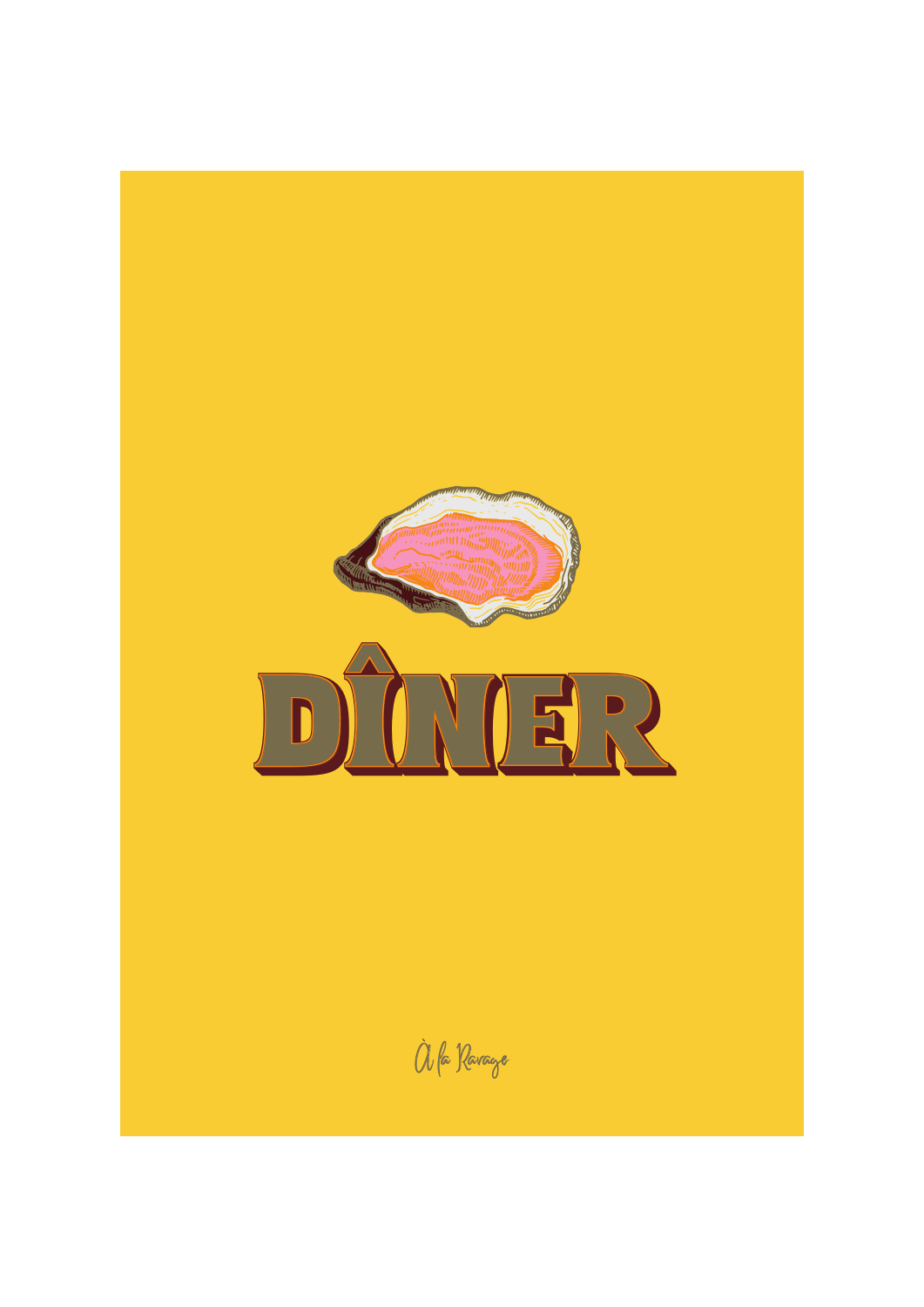# DÎNER

À la Ravage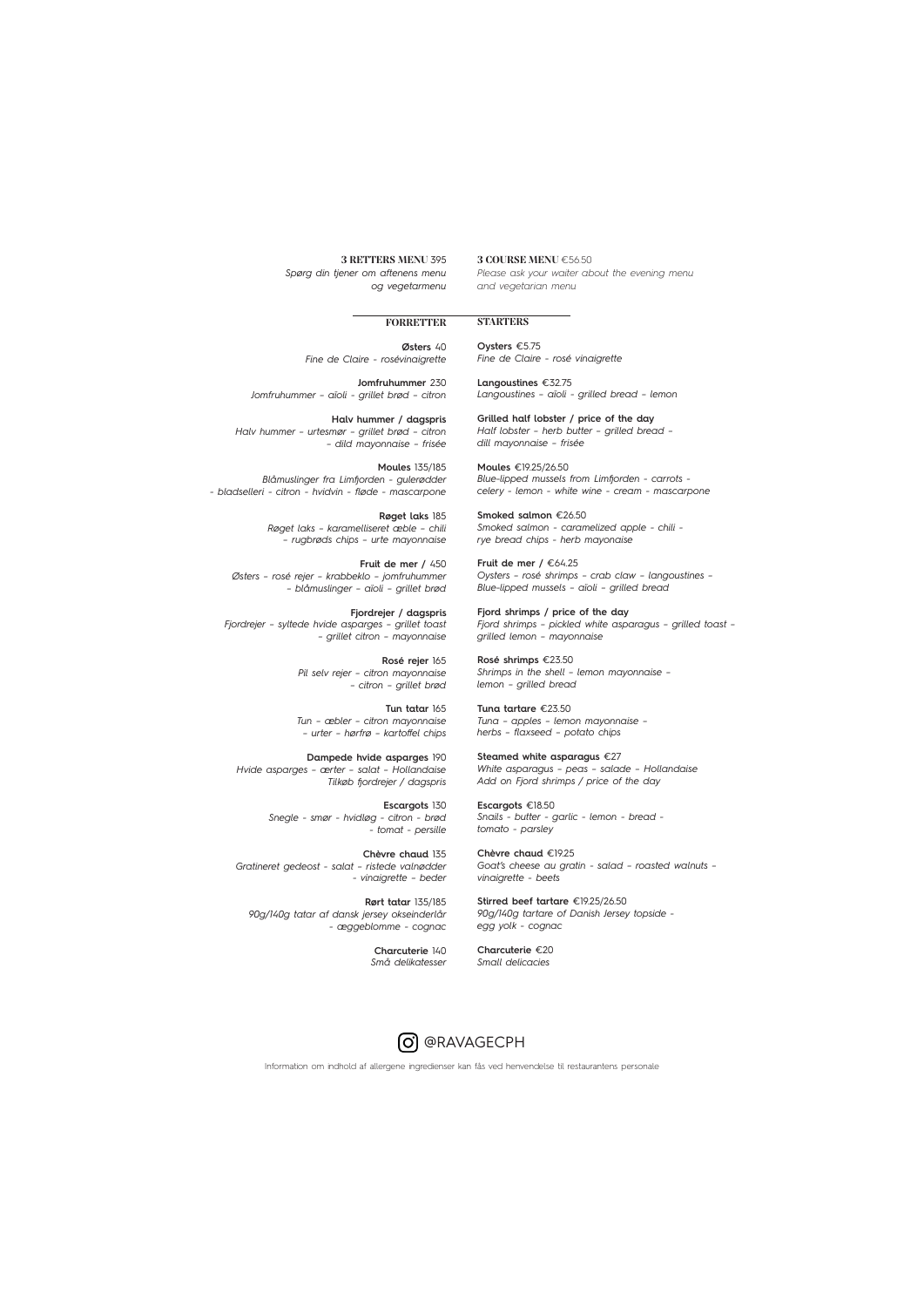**3 RETTERS MENU** 395
*Spørg din tjener om aftenens menu og vegetarmenu*

**3 COURSE MENU** €56.50
*Please ask your waiter about the evening menu and vegetarian menu*

## FORRETTER

**Østers** 40
*Fine de Claire - rosévinaigrette*

**Jomfruhummer** 230
*Jomfruhummer – aïoli - grillet brød – citron*

**Halv hummer / dagspris**
*Halv hummer – urtesmør – grillet brød – citron – dild mayonnaise – frisée*

**Moules** 135/185
*Blåmuslinger fra Limfjorden - gulerødder - bladselleri - citron - hvidvin - fløde - mascarpone*

**Røget laks** 185
*Røget laks – karamelliseret æble – chili – rugbrøds chips – urte mayonnaise*

**Fruit de mer /** 450
*Østers – rosé rejer – krabbeklo – jomfruhummer – blåmuslinger – aïoli – grillet brød*

**Fjordrejer / dagspris**
*Fjordrejer – syltede hvide asparges – grillet toast – grillet citron – mayonnaise*

**Rosé rejer** 165
*Pil selv rejer – citron mayonnaise – citron – grillet brød*

**Tun tatar** 165
*Tun – æbler – citron mayonnaise – urter – hørfrø – kartoffel chips*

**Dampede hvide asparges** 190
*Hvide asparges – ærter – salat – Hollandaise*
*Tilkøb fjordrejer / dagspris*

**Escargots** 130
*Snegle - smør - hvidløg - citron - brød - tomat - persille*

**Chèvre chaud** 135
*Gratineret gedeost - salat – ristede valnødder – vinaigrette – beder*

**Rørt tatar** 135/185
*90g/140g tatar af dansk jersey okseinderlår – æggeblomme - cognac*

**Charcuterie** 140
*Små delikatesser*

## STARTERS

**Oysters** €5.75
*Fine de Claire - rosé vinaigrette*

**Langoustines** €32.75
*Langoustines – aïoli - grilled bread – lemon*

**Grilled half lobster / price of the day**
*Half lobster – herb butter – grilled bread – dill mayonnaise – frisée*

**Moules** €19.25/26.50
*Blue-lipped mussels from Limfjorden - carrots - celery - lemon - white wine - cream - mascarpone*

**Smoked salmon** €26.50
*Smoked salmon - caramelized apple - chili - rye bread chips - herb mayonaise*

**Fruit de mer /** €64.25
*Oysters – rosé shrimps – crab claw – langoustines – Blue-lipped mussels – aïoli – grilled bread*

**Fjord shrimps / price of the day**
*Fjord shrimps – pickled white asparagus – grilled toast – grilled lemon – mayonnaise*

**Rosé shrimps** €23.50
*Shrimps in the shell – lemon mayonnaise – lemon – grilled bread*

**Tuna tartare** €23.50
*Tuna – apples – lemon mayonnaise – herbs – flaxseed – potato chips*

**Steamed white asparagus** €27
*White asparagus – peas – salade – Hollandaise*
*Add on Fjord shrimps / price of the day*

**Escargots** €18.50
*Snails - butter - garlic - lemon - bread - tomato - parsley*

**Chèvre chaud** €19.25
*Goat's cheese au gratin – salad – roasted walnuts – vinaigrette – beets*

**Stirred beef tartare** €19.25/26.50
*90g/140g tartare of Danish Jersey topside - egg yolk - cognac*

**Charcuterie** €20
*Small delicacies*

@RAVAGECPH

Information om indhold af allergene ingredienser kan fås ved henvendelse til restaurantens personale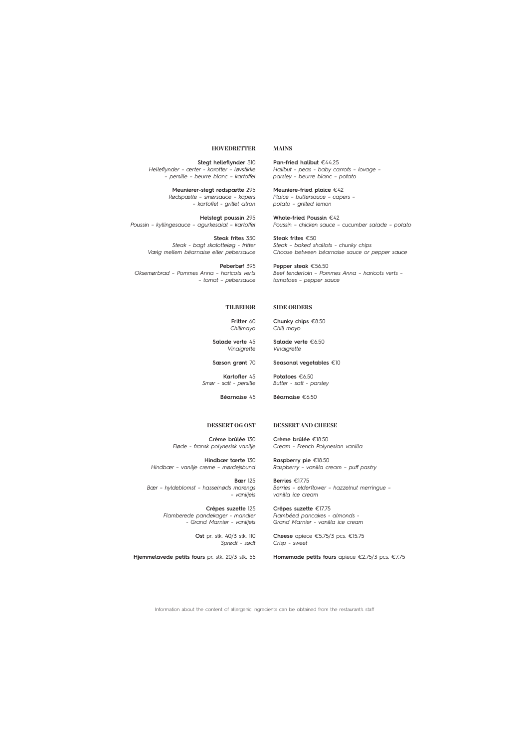## HOVEDRETTER

**Stegt helleflynder** 310
*Helleflynder – ærter – karotter – løvstikke – persille – beurre blanc – kartoffel*

**Meunierer-stegt rødspætte** 295
*Rødspætte – smørsauce – kapers – kartoffel – grillet citron*

**Helstegt poussin** 295
*Poussin – kyllingesauce – agurkesalat – kartoffel*

**Steak frites** 350
*Steak - bagt skalotteløg - fritter*
*Vælg mellem béarnaise eller pebersauce*

**Peberbøf** 395
*Oksemørbrad – Pommes Anna – haricots verts – tomat – pebersauce*

## MAINS

**Pan-fried halibut** €44.25
*Halibut – peas – baby carrots – lovage – parsley – beurre blanc – potato*

**Meuniere-fried plaice** €42
*Plaice – buttersauce – capers – potato – grilled lemon*

**Whole-fried Poussin** €42
*Poussin – chicken sauce – cucumber salade – potato*

**Steak frites** €50
*Steak – baked shallots – chunky chips*
*Choose between béarnaise sauce or pepper sauce*

**Pepper steak** €56.50
*Beef tenderloin – Pommes Anna – haricots verts – tomatoes – pepper sauce*

## TILBEHØR

**Fritter** 60
*Chilimayo*

**Salade verte** 45
*Vinaigrette*

**Sæson grønt** 70

**Kartofler** 45
*Smør - salt - persille*

**Béarnaise** 45

## SIDE ORDERS

**Chunky chips** €8.50
*Chili mayo*

**Salade verte** €6.50
*Vinaigrette*

**Seasonal vegetables** €10

**Potatoes** €6.50
*Butter - salt - parsley*

**Béarnaise** €6.50

## DESSERT OG OST

**Crème brûlée** 130
*Fløde - fransk polynesisk vanilje*

**Hindbær tærte** 130
*Hindbær – vanilje creme – mørdejsbund*

**Bær** 125
*Bær – hyldeblomst – hasselnøds marengs – vaniljeis*

**Crêpes suzette** 125
*Flamberede pandekager - mandler - Grand Marnier - vaniljeis*

**Ost** pr. stk. 40/3 stk. 110
*Sprødt - sødt*

**Hjemmelavede petits fours** pr. stk. 20/3 stk. 55

## DESSERT AND CHEESE

**Crème brûlée** €18.50
*Cream - French Polynesian vanilla*

**Raspberry pie** €18.50
*Raspberry – vanilla cream – puff pastry*

**Berries** €17.75
*Berries – elderflower – hazzelnut merringue – vanilla ice cream*

**Crêpes suzette** €17.75
*Flambéed pancakes - almonds - Grand Marnier - vanilla ice cream*

**Cheese** apiece €5.75/3 pcs. €15.75
*Crisp - sweet*

**Homemade petits fours** apiece €2.75/3 pcs. €7.75

Information about the content of allergenic ingredients can be obtained from the restaurant's staff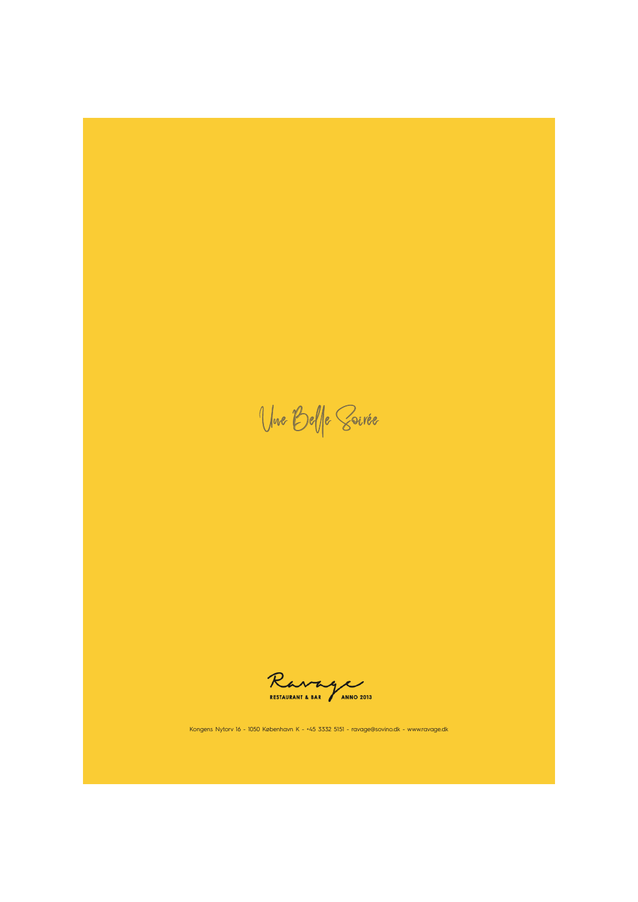Une Belle Soirée

Ravage

RESTAURANT & BAR ANNO 2013

Kongens Nytorv 16 - 1050 København K - +45 3332 5151 - ravage@sovino.dk - www.ravage.dk